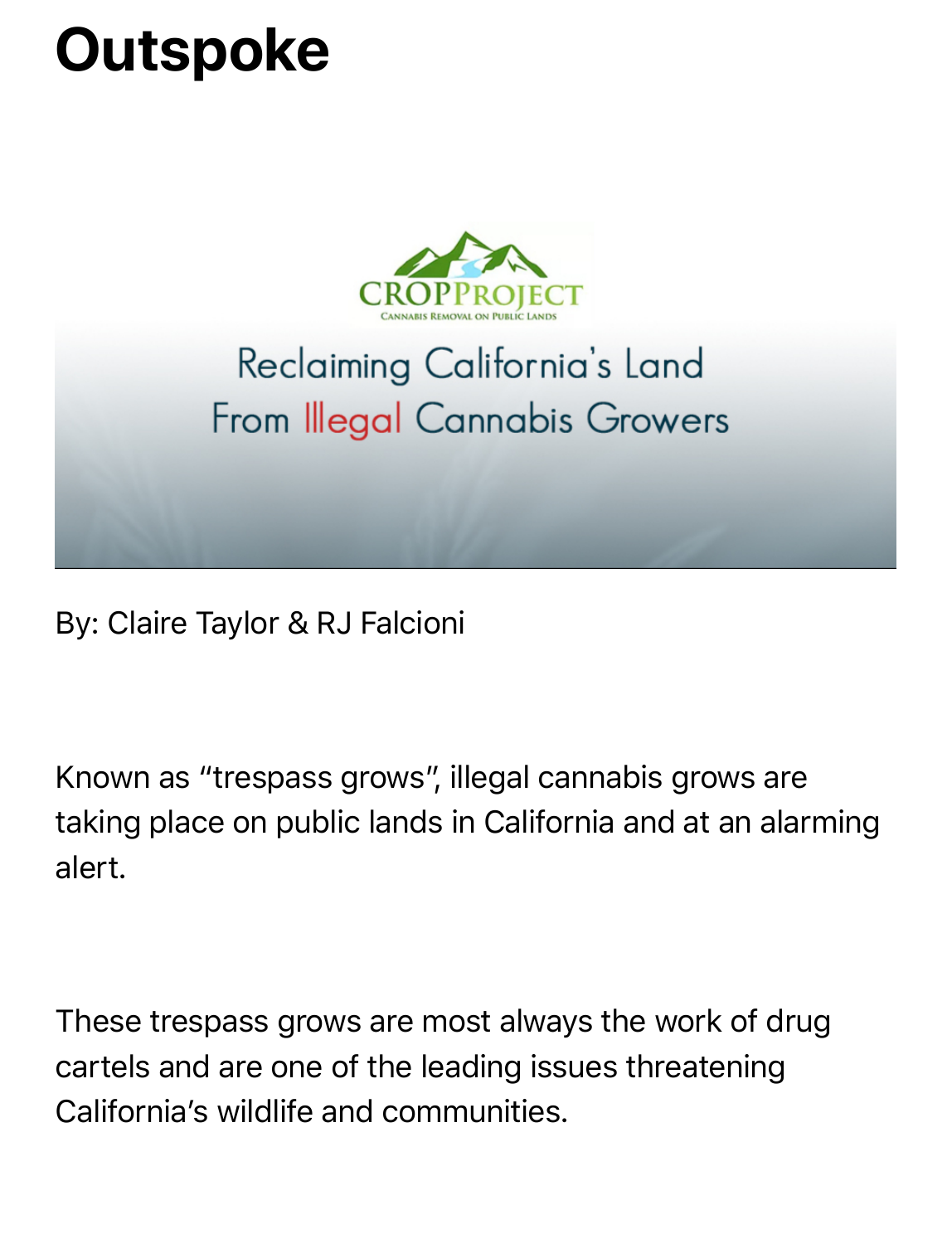# Outspoke

CROPPROJECT

CANNABIS REMOVAL ON PUBLIC LANDS

Reclaiming California's Land From Illegal Cannabis Growers

By: Claire Taylor & RJ Falcioni

Known as "trespass grows", illegal cannabis grows are taking place on public lands in California and at an alarming alert.

These trespass grows are most always the work of drug cartels and are one of the leading issues threatening California's wildlife and communities.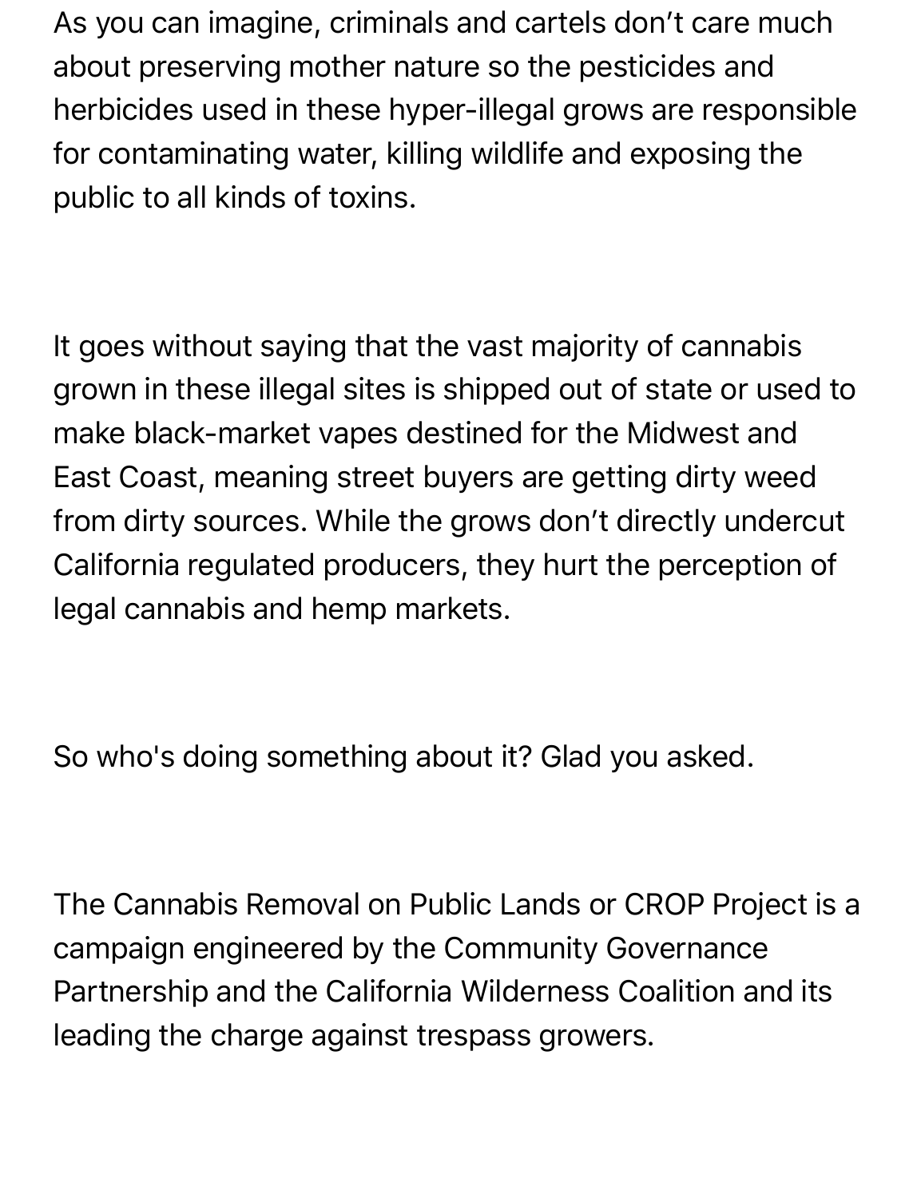As you can imagine, criminals and cartels don't care much about preserving mother nature so the pesticides and herbicides used in these hyper-illegal grows are responsible for contaminating water, killing wildlife and exposing the public to all kinds of toxins.

It goes without saying that the vast majority of cannabis grown in these illegal sites is shipped out of state or used to make black-market vapes destined for the Midwest and East Coast, meaning street buyers are getting dirty weed from dirty sources. While the grows don't directly undercut California regulated producers, they hurt the perception of legal cannabis and hemp markets.

So who's doing something about it? Glad you asked.

The Cannabis Removal on Public Lands or CROP Project is a campaign engineered by the Community Governance Partnership and the California Wilderness Coalition and its leading the charge against trespass growers.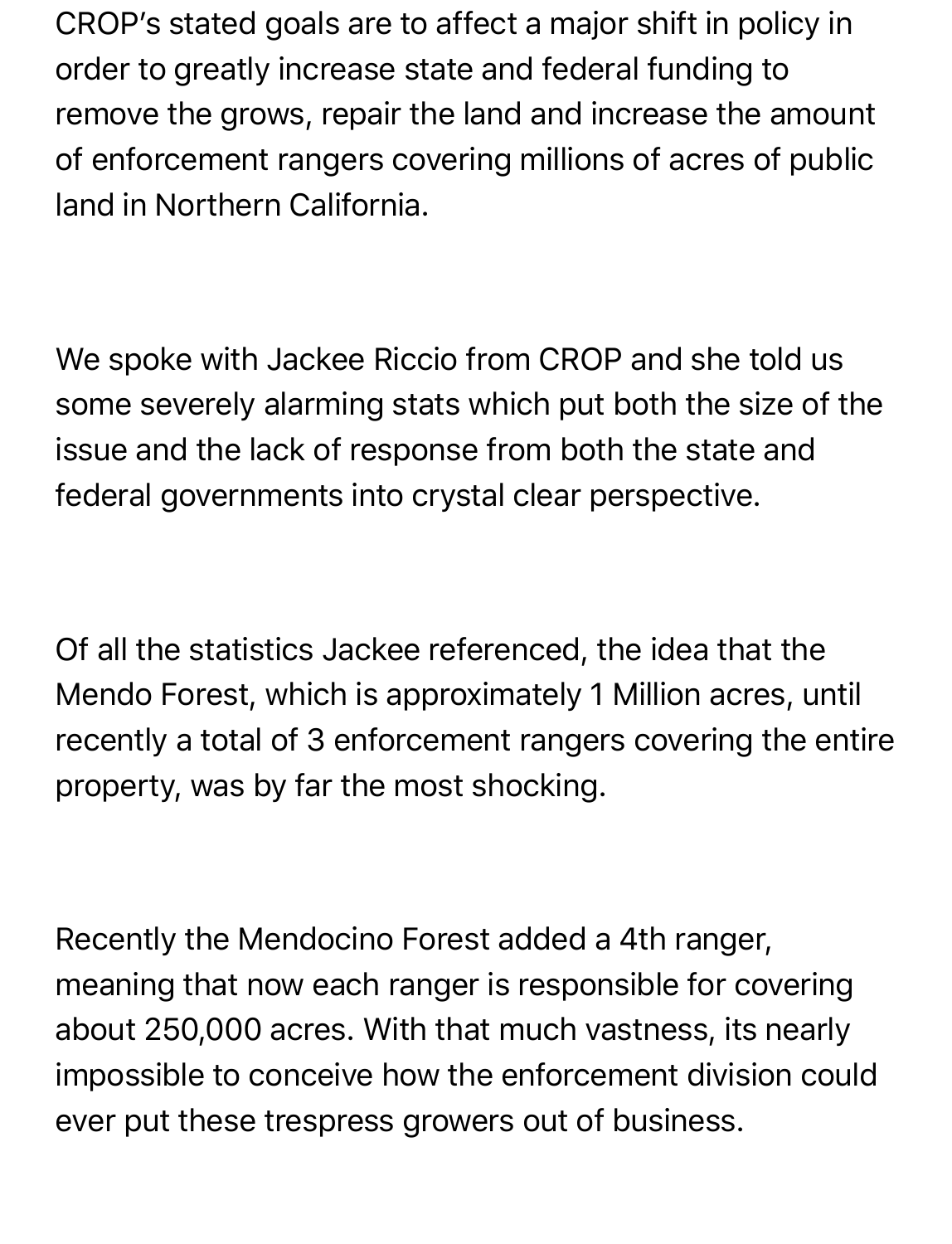CROP’s stated goals are to affect a major shift in policy in order to greatly increase state and federal funding to remove the grows, repair the land and increase the amount of enforcement rangers covering millions of acres of public land in Northern California.

We spoke with Jackee Riccio from CROP and she told us some severely alarming stats which put both the size of the issue and the lack of response from both the state and federal governments into crystal clear perspective.

Of all the statistics Jackee referenced, the idea that the Mendo Forest, which is approximately 1 Million acres, until recently a total of 3 enforcement rangers covering the entire property, was by far the most shocking.

Recently the Mendocino Forest added a 4th ranger, meaning that now each ranger is responsible for covering about 250,000 acres. With that much vastness, its nearly impossible to conceive how the enforcement division could ever put these trespress growers out of business.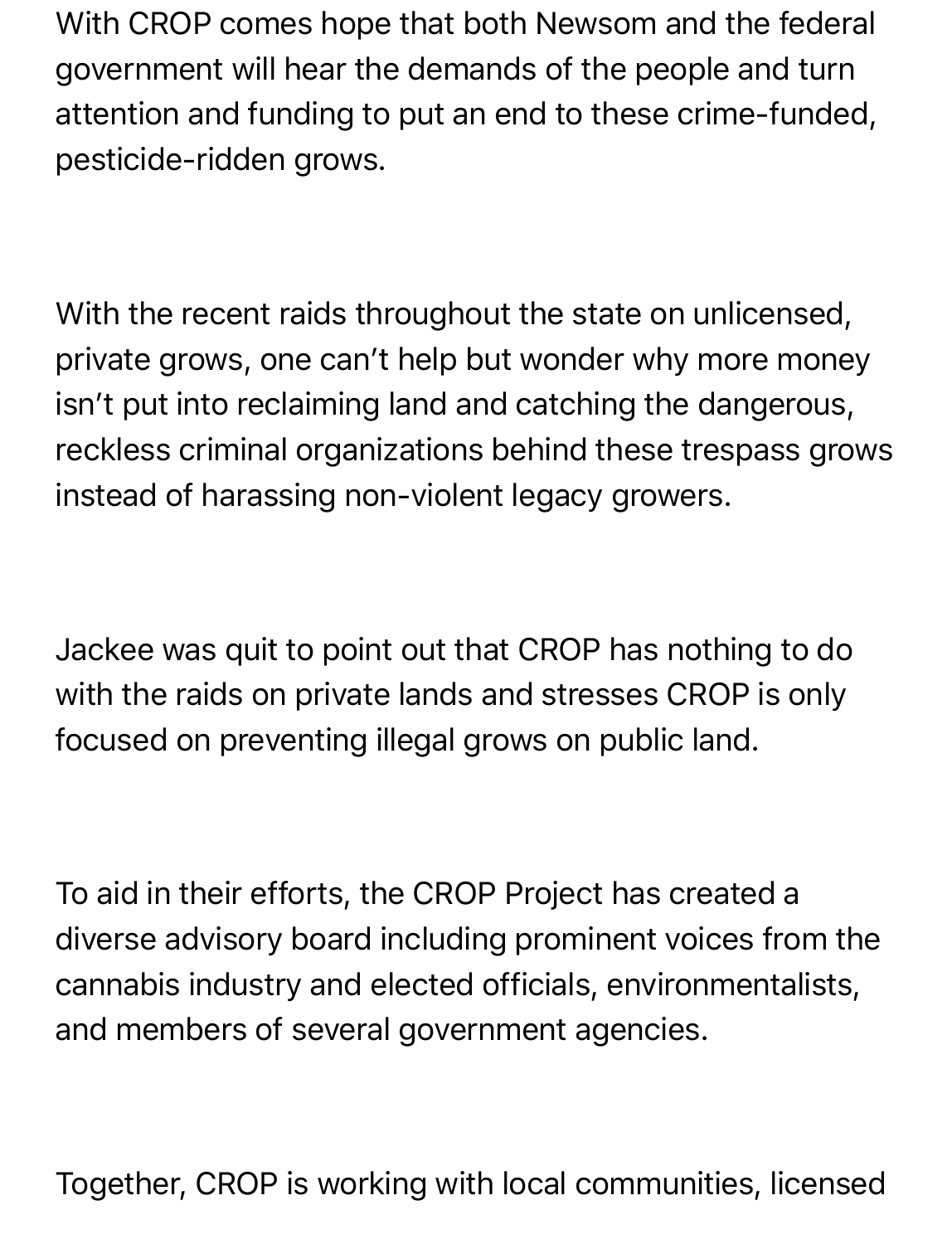With CROP comes hope that both Newsom and the federal government will hear the demands of the people and turn attention and funding to put an end to these crime-funded, pesticide-ridden grows.

With the recent raids throughout the state on unlicensed, private grows, one can't help but wonder why more money isn't put into reclaiming land and catching the dangerous, reckless criminal organizations behind these trespass grows instead of harassing non-violent legacy growers.

Jackee was quit to point out that CROP has nothing to do with the raids on private lands and stresses CROP is only focused on preventing illegal grows on public land.

To aid in their efforts, the CROP Project has created a diverse advisory board including prominent voices from the cannabis industry and elected officials, environmentalists, and members of several government agencies.

Together, CROP is working with local communities, licensed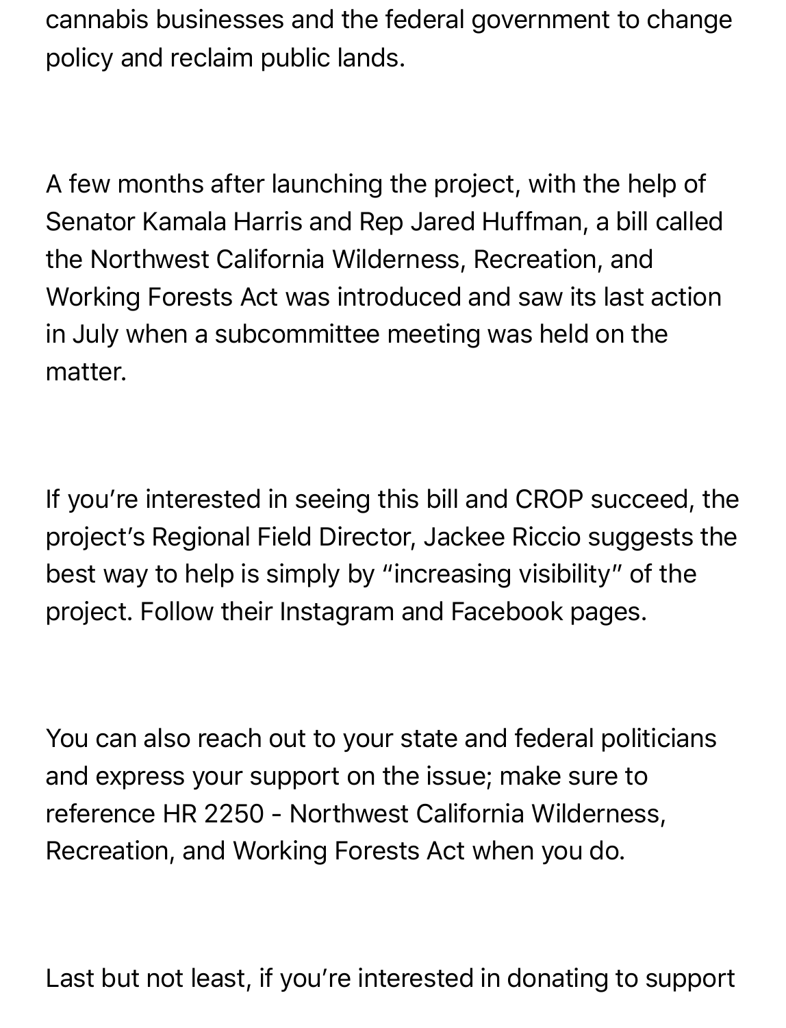cannabis businesses and the federal government to change policy and reclaim public lands.

A few months after launching the project, with the help of Senator Kamala Harris and Rep Jared Huffman, a bill called the Northwest California Wilderness, Recreation, and Working Forests Act was introduced and saw its last action in July when a subcommittee meeting was held on the matter.

If you're interested in seeing this bill and CROP succeed, the project's Regional Field Director, Jackee Riccio suggests the best way to help is simply by "increasing visibility" of the project. Follow their Instagram and Facebook pages.

You can also reach out to your state and federal politicians and express your support on the issue; make sure to reference HR 2250 - Northwest California Wilderness, Recreation, and Working Forests Act when you do.

Last but not least, if you're interested in donating to support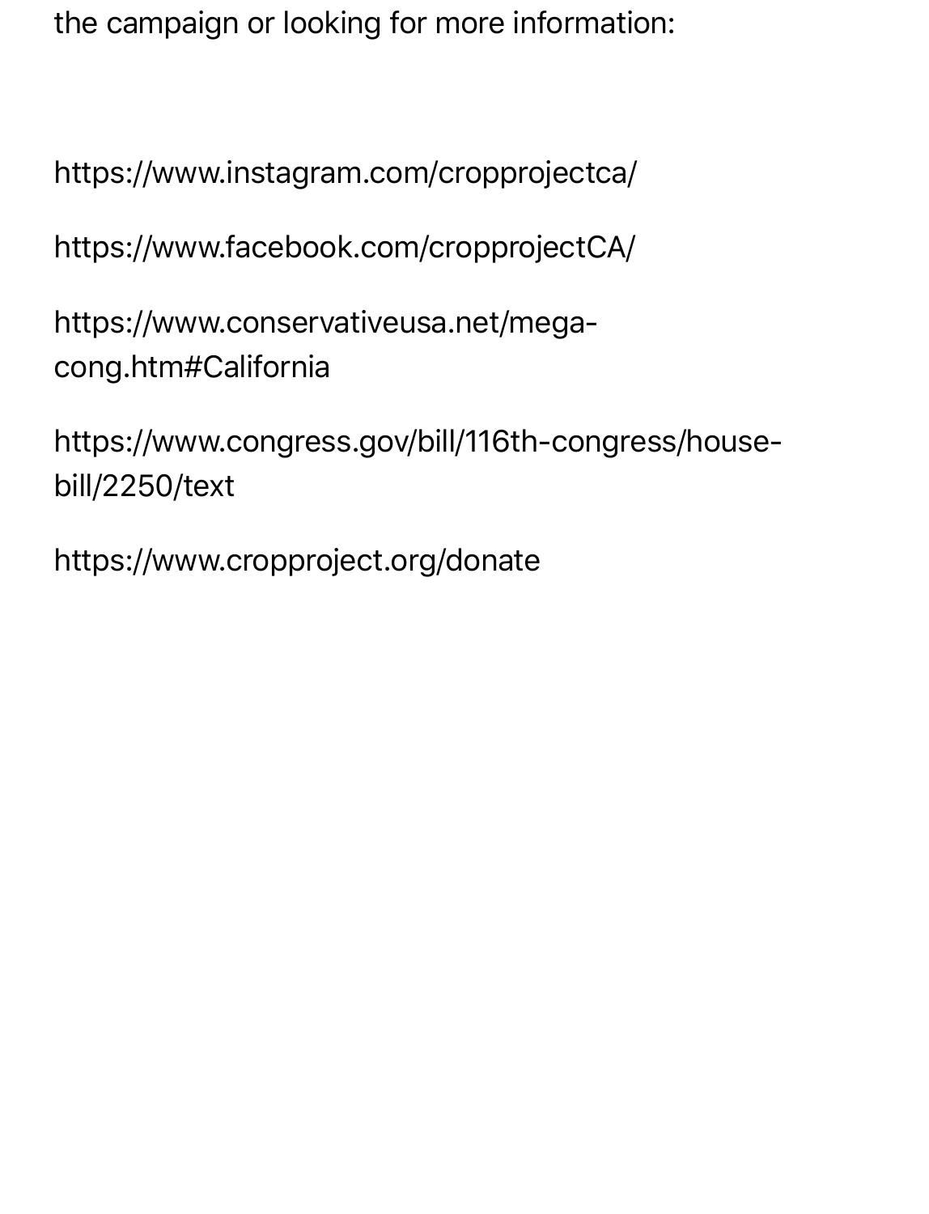the campaign or looking for more information:

https://www.instagram.com/cropprojectca/

https://www.facebook.com/cropprojectCA/

https://www.conservativeusa.net/mega-cong.htm#California

https://www.congress.gov/bill/116th-congress/house-bill/2250/text

https://www.cropproject.org/donate